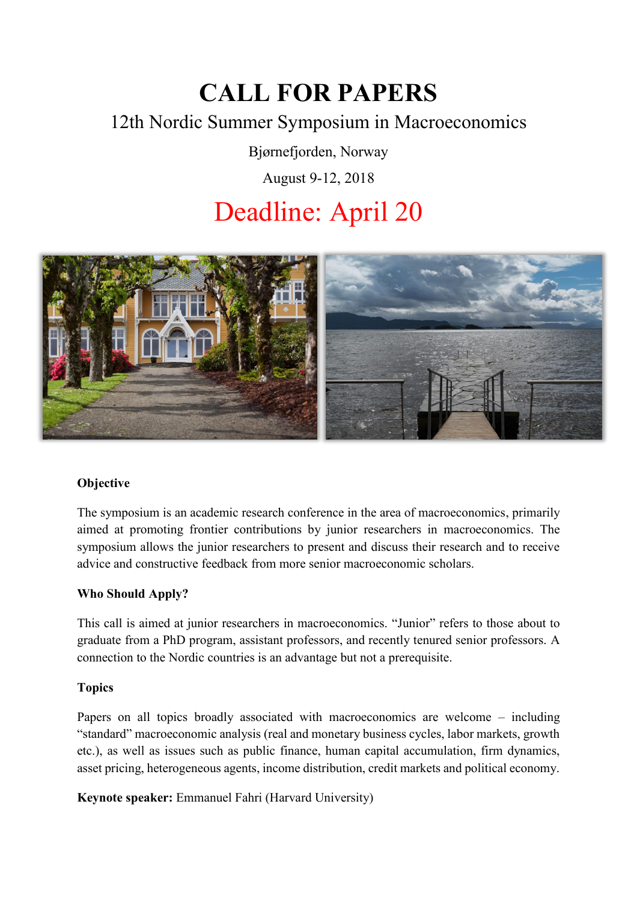# CALL FOR PAPERS

## 12th Nordic Summer Symposium in Macroeconomics

Bjørnefjorden, Norway

August 9-12, 2018

## Deadline: April 20

**Objective**

The symposium is an academic research conference in the area of macroeconomics, primarily aimed at promoting frontier contributions by junior researchers in macroeconomics. The symposium allows the junior researchers to present and discuss their research and to receive advice and constructive feedback from more senior macroeconomic scholars.

**Who Should Apply?**

This call is aimed at junior researchers in macroeconomics. "Junior" refers to those about to graduate from a PhD program, assistant professors, and recently tenured senior professors. A connection to the Nordic countries is an advantage but not a prerequisite.

**Topics**

Papers on all topics broadly associated with macroeconomics are welcome – including "standard" macroeconomic analysis (real and monetary business cycles, labor markets, growth etc.), as well as issues such as public finance, human capital accumulation, firm dynamics, asset pricing, heterogeneous agents, income distribution, credit markets and political economy.

**Keynote speaker:** Emmanuel Fahri (Harvard University)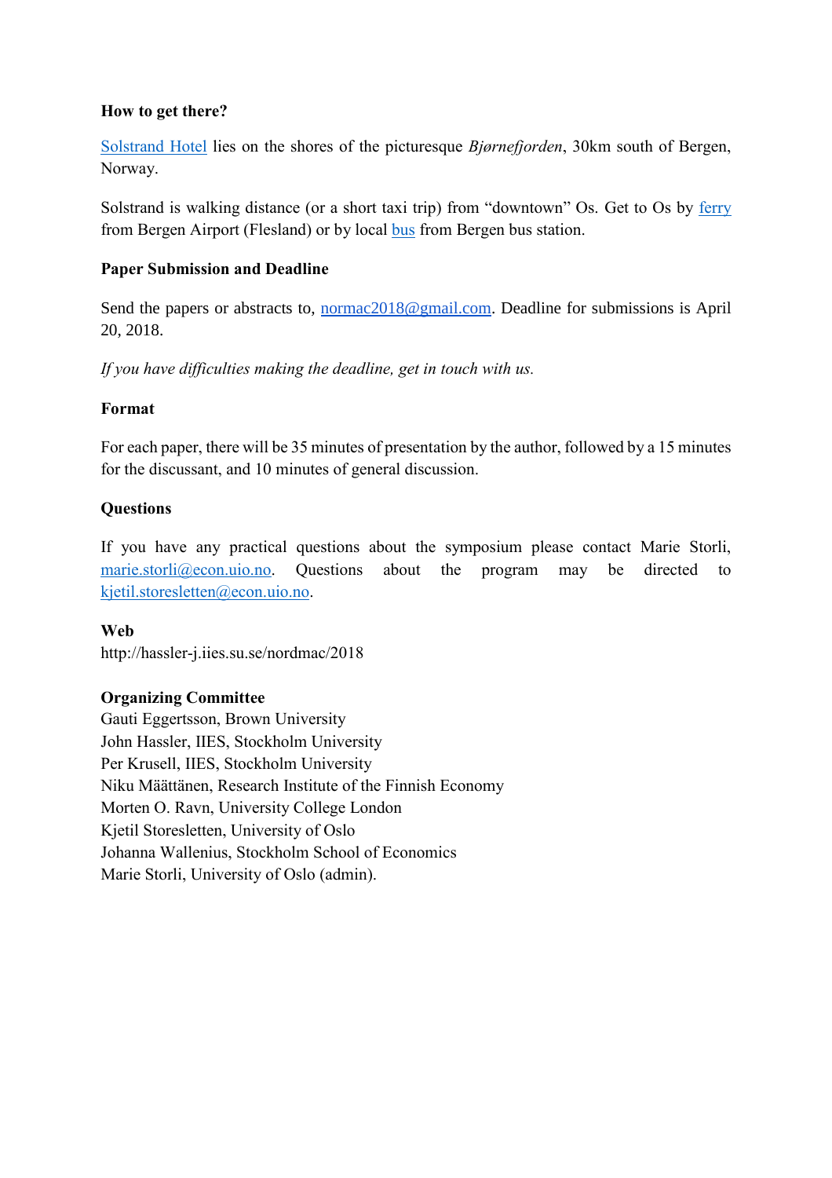**How to get there?**

Solstrand Hotel lies on the shores of the picturesque *Bjørnefjorden*, 30km south of Bergen, Norway.

Solstrand is walking distance (or a short taxi trip) from "downtown" Os. Get to Os by ferry from Bergen Airport (Flesland) or by local bus from Bergen bus station.

**Paper Submission and Deadline**

Send the papers or abstracts to, normac2018@gmail.com. Deadline for submissions is April 20, 2018.

*If you have difficulties making the deadline, get in touch with us.*

**Format**

For each paper, there will be 35 minutes of presentation by the author, followed by a 15 minutes for the discussant, and 10 minutes of general discussion.

**Questions**

If you have any practical questions about the symposium please contact Marie Storli, marie.storli@econ.uio.no. Questions about the program may be directed to kjetil.storesletten@econ.uio.no.

**Web**

http://hassler-j.iies.su.se/nordmac/2018

**Organizing Committee**

Gauti Eggertsson, Brown University
John Hassler, IIES, Stockholm University
Per Krusell, IIES, Stockholm University
Niku Määttänen, Research Institute of the Finnish Economy
Morten O. Ravn, University College London
Kjetil Storesletten, University of Oslo
Johanna Wallenius, Stockholm School of Economics
Marie Storli, University of Oslo (admin).